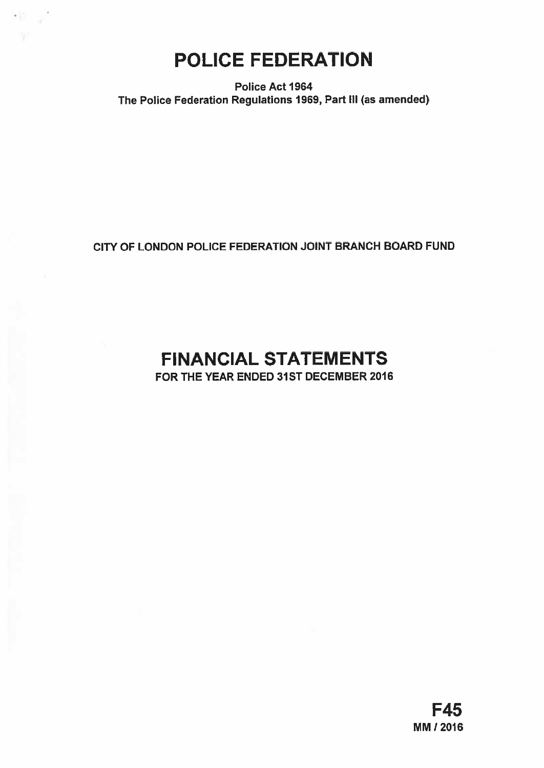# POLICE FEDERATION

**Police Act 1964**
**The Police Federation Regulations 1969, Part III (as amended)**

**CITY OF LONDON POLICE FEDERATION JOINT BRANCH BOARD FUND**

# FINANCIAL STATEMENTS

**FOR THE YEAR ENDED 31ST DECEMBER 2016**

**F45**
**MM / 2016**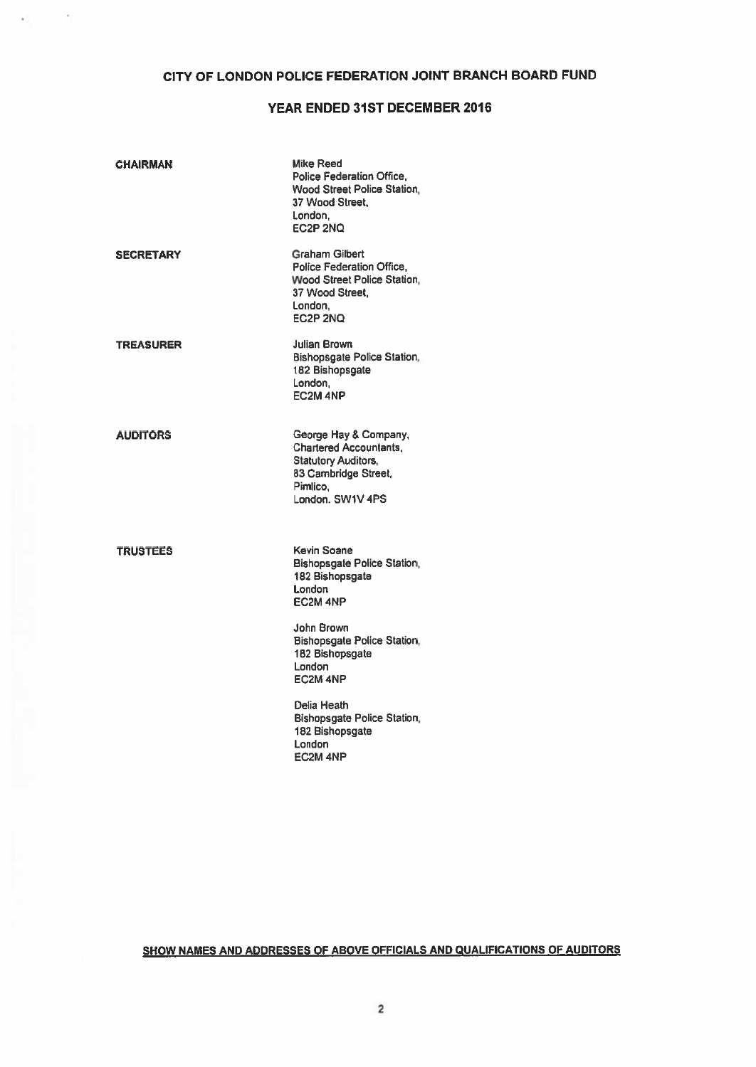# CITY OF LONDON POLICE FEDERATION JOINT BRANCH BOARD FUND

## YEAR ENDED 31ST DECEMBER 2016

| | |
|---|---|
| **CHAIRMAN** | Mike Reed<br>Police Federation Office,<br>Wood Street Police Station,<br>37 Wood Street,<br>London,<br>EC2P 2NQ |
| **SECRETARY** | Graham Gilbert<br>Police Federation Office,<br>Wood Street Police Station,<br>37 Wood Street,<br>London,<br>EC2P 2NQ |
| **TREASURER** | Julian Brown<br>Bishopsgate Police Station,<br>182 Bishopsgate<br>London,<br>EC2M 4NP |
| **AUDITORS** | George Hay & Company,<br>Chartered Accountants,<br>Statutory Auditors,<br>83 Cambridge Street,<br>Pimlico,<br>London. SW1V 4PS |
| **TRUSTEES** | Kevin Soane<br>Bishopsgate Police Station,<br>182 Bishopsgate<br>London<br>EC2M 4NP<br><br>John Brown<br>Bishopsgate Police Station,<br>182 Bishopsgate<br>London<br>EC2M 4NP<br><br>Delia Heath<br>Bishopsgate Police Station,<br>182 Bishopsgate<br>London<br>EC2M 4NP |

**SHOW NAMES AND ADDRESSES OF ABOVE OFFICIALS AND QUALIFICATIONS OF AUDITORS**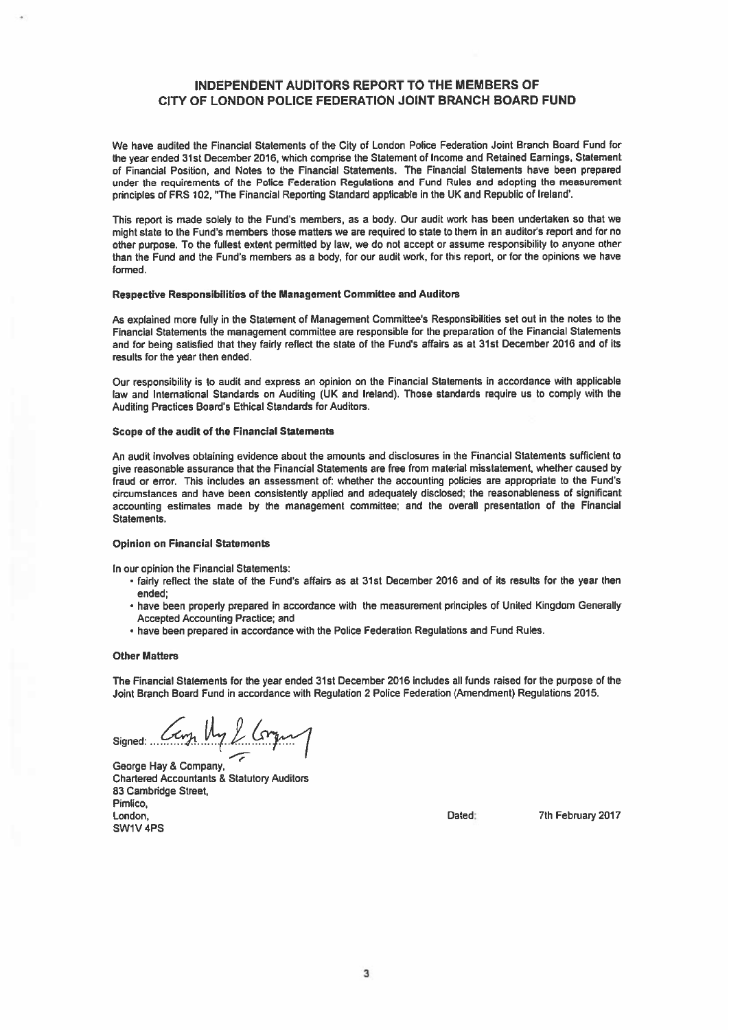# INDEPENDENT AUDITORS REPORT TO THE MEMBERS OF CITY OF LONDON POLICE FEDERATION JOINT BRANCH BOARD FUND

We have audited the Financial Statements of the City of London Police Federation Joint Branch Board Fund for the year ended 31st December 2016, which comprise the Statement of Income and Retained Earnings, Statement of Financial Position, and Notes to the Financial Statements. The Financial Statements have been prepared under the requirements of the Police Federation Regulations and Fund Rules and adopting the measurement principles of FRS 102, "The Financial Reporting Standard applicable in the UK and Republic of Ireland'.

This report is made solely to the Fund's members, as a body. Our audit work has been undertaken so that we might state to the Fund's members those matters we are required to state to them in an auditor's report and for no other purpose. To the fullest extent permitted by law, we do not accept or assume responsibility to anyone other than the Fund and the Fund's members as a body, for our audit work, for this report, or for the opinions we have formed.

### Respective Responsibilities of the Management Committee and Auditors

As explained more fully in the Statement of Management Committee's Responsibilities set out in the notes to the Financial Statements the management committee are responsible for the preparation of the Financial Statements and for being satisfied that they fairly reflect the state of the Fund's affairs as at 31st December 2016 and of its results for the year then ended.

Our responsibility is to audit and express an opinion on the Financial Statements in accordance with applicable law and International Standards on Auditing (UK and Ireland). Those standards require us to comply with the Auditing Practices Board's Ethical Standards for Auditors.

### Scope of the audit of the Financial Statements

An audit involves obtaining evidence about the amounts and disclosures in the Financial Statements sufficient to give reasonable assurance that the Financial Statements are free from material misstatement, whether caused by fraud or error. This includes an assessment of: whether the accounting policies are appropriate to the Fund's circumstances and have been consistently applied and adequately disclosed; the reasonableness of significant accounting estimates made by the management committee; and the overall presentation of the Financial Statements.

### Opinion on Financial Statements

In our opinion the Financial Statements:

- fairly reflect the state of the Fund's affairs as at 31st December 2016 and of its results for the year then ended;
- have been properly prepared in accordance with the measurement principles of United Kingdom Generally Accepted Accounting Practice; and
- have been prepared in accordance with the Police Federation Regulations and Fund Rules.

### Other Matters

The Financial Statements for the year ended 31st December 2016 includes all funds raised for the purpose of the Joint Branch Board Fund in accordance with Regulation 2 Police Federation (Amendment) Regulations 2015.

Signed: George Hay & Company

George Hay & Company,
Chartered Accountants & Statutory Auditors
83 Cambridge Street,
Pimlico,
London,
SW1V 4PS

Dated: 7th February 2017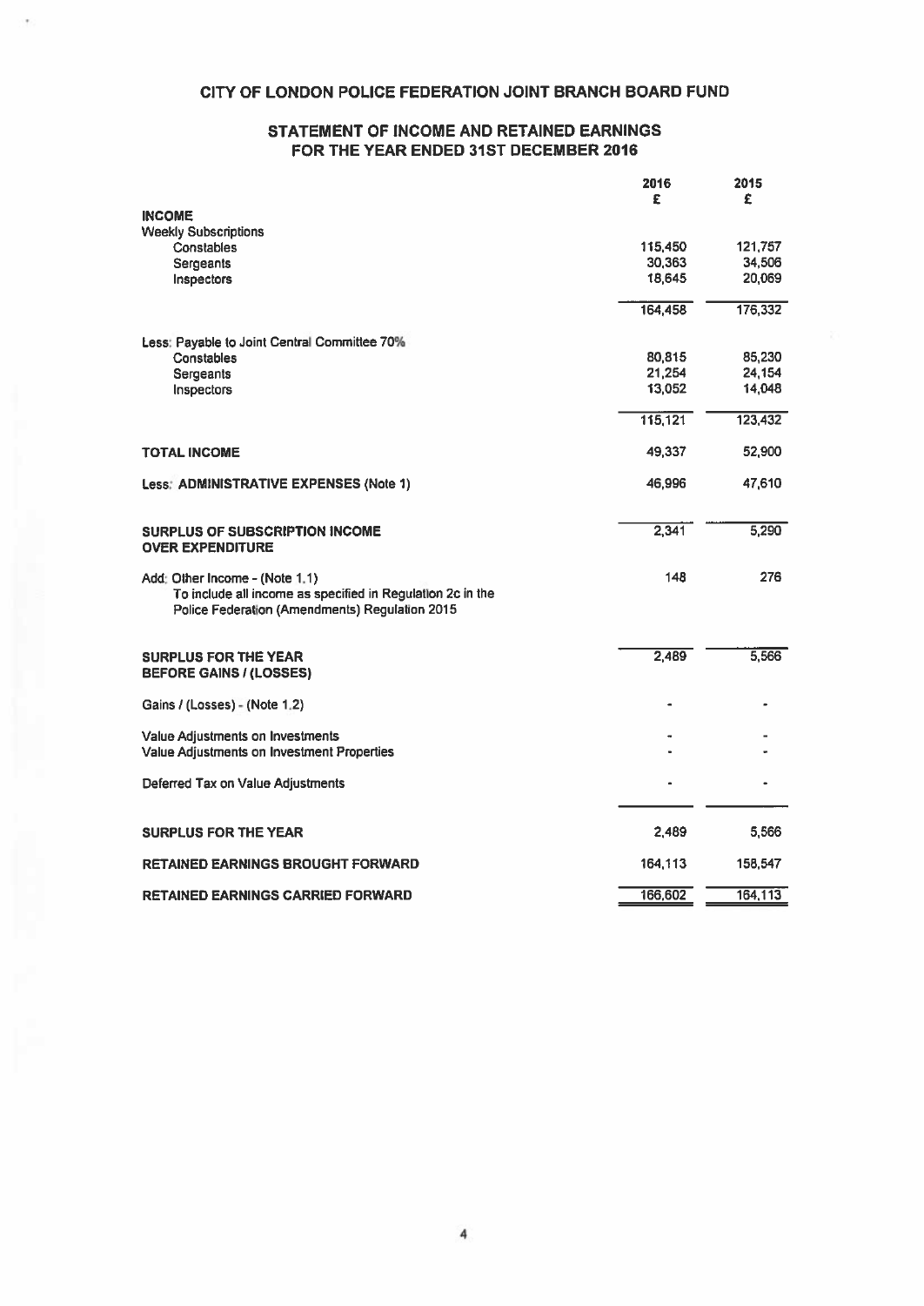# CITY OF LONDON POLICE FEDERATION JOINT BRANCH BOARD FUND

## STATEMENT OF INCOME AND RETAINED EARNINGS FOR THE YEAR ENDED 31ST DECEMBER 2016

| | 2016 £ | 2015 £ |
|---|---|---|
| **INCOME** | | |
| Weekly Subscriptions | | |
| Constables | 115,450 | 121,757 |
| Sergeants | 30,363 | 34,506 |
| Inspectors | 18,645 | 20,069 |
| | 164,458 | 176,332 |
| Less: Payable to Joint Central Committee 70% | | |
| Constables | 80,815 | 85,230 |
| Sergeants | 21,254 | 24,154 |
| Inspectors | 13,052 | 14,048 |
| | 115,121 | 123,432 |
| **TOTAL INCOME** | 49,337 | 52,900 |
| Less: **ADMINISTRATIVE EXPENSES (Note 1)** | 46,996 | 47,610 |
| **SURPLUS OF SUBSCRIPTION INCOME OVER EXPENDITURE** | 2,341 | 5,290 |
| Add: Other Income - (Note 1.1) To include all income as specified in Regulation 2c in the Police Federation (Amendments) Regulation 2015 | 148 | 276 |
| **SURPLUS FOR THE YEAR BEFORE GAINS / (LOSSES)** | 2,489 | 5,566 |
| Gains / (Losses) - (Note 1.2) | - | - |
| Value Adjustments on Investments | - | - |
| Value Adjustments on Investment Properties | - | - |
| Deferred Tax on Value Adjustments | - | - |
| **SURPLUS FOR THE YEAR** | 2,489 | 5,566 |
| **RETAINED EARNINGS BROUGHT FORWARD** | 164,113 | 158,547 |
| **RETAINED EARNINGS CARRIED FORWARD** | 166,602 | 164,113 |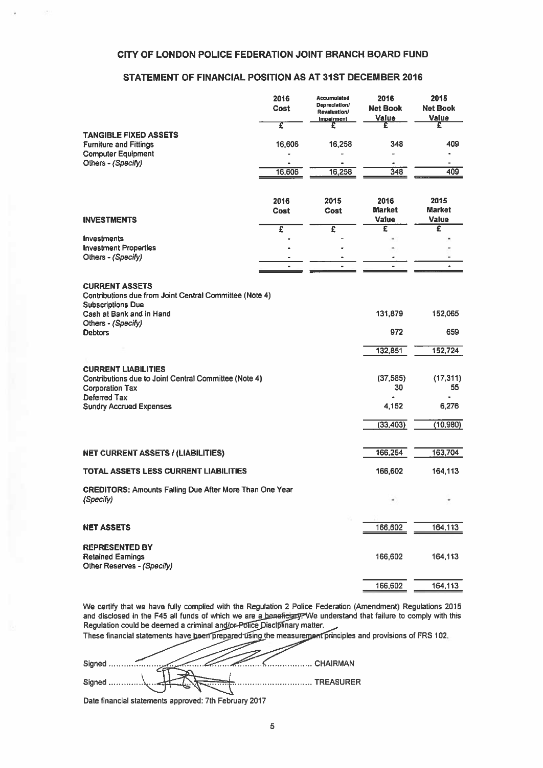# CITY OF LONDON POLICE FEDERATION JOINT BRANCH BOARD FUND

## STATEMENT OF FINANCIAL POSITION AS AT 31ST DECEMBER 2016

| | 2016 Cost | Accumulated Depreciation/ Revaluation/ Impairment | 2016 Net Book Value | 2015 Net Book Value |
|---|---|---|---|---|
| | £ | £ | £ | £ |
| **TANGIBLE FIXED ASSETS** | | | | |
| Furniture and Fittings | 16,606 | 16,258 | 348 | 409 |
| Computer Equipment | - | - | - | - |
| Others - *(Specify)* | - | - | - | - |
| | 16,606 | 16,258 | 348 | 409 |

| **INVESTMENTS** | 2016 Cost | 2015 Cost | 2016 Market Value | 2015 Market Value |
|---|---|---|---|---|
| | £ | £ | £ | £ |
| Investments | - | - | - | - |
| Investment Properties | - | - | - | - |
| Others - *(Specify)* | - | - | - | - |
| | - | - | - | - |

| | 2016 | 2015 |
|---|---|---|
| **CURRENT ASSETS** | | |
| Contributions due from Joint Central Committee (Note 4) | | |
| Subscriptions Due | | |
| Cash at Bank and in Hand | 131,879 | 152,065 |
| Others - *(Specify)* | | |
| Debtors | 972 | 659 |
| | 132,851 | 152,724 |
| **CURRENT LIABILITIES** | | |
| Contributions due to Joint Central Committee (Note 4) | (37,585) | (17,311) |
| Corporation Tax | 30 | 55 |
| Deferred Tax | - | - |
| Sundry Accrued Expenses | 4,152 | 6,276 |
| | (33,403) | (10,980) |
| **NET CURRENT ASSETS / (LIABILITIES)** | 166,254 | 163,704 |
| **TOTAL ASSETS LESS CURRENT LIABILITIES** | 166,602 | 164,113 |
| **CREDITORS:** Amounts Falling Due After More Than One Year *(Specify)* | - | - |
| **NET ASSETS** | 166,602 | 164,113 |
| **REPRESENTED BY** | | |
| Retained Earnings | 166,602 | 164,113 |
| Other Reserves - *(Specify)* | | |
| | 166,602 | 164,113 |

We certify that we have fully complied with the Regulation 2 Police Federation (Amendment) Regulations 2015 and disclosed in the F45 all funds of which we are a beneficiary. We understand that failure to comply with this Regulation could be deemed a criminal and/or Police Disciplinary matter.

These financial statements have been prepared using the measurement principles and provisions of FRS 102.

Signed .................................................. CHAIRMAN

Signed .................................................. TREASURER

Date financial statements approved: 7th February 2017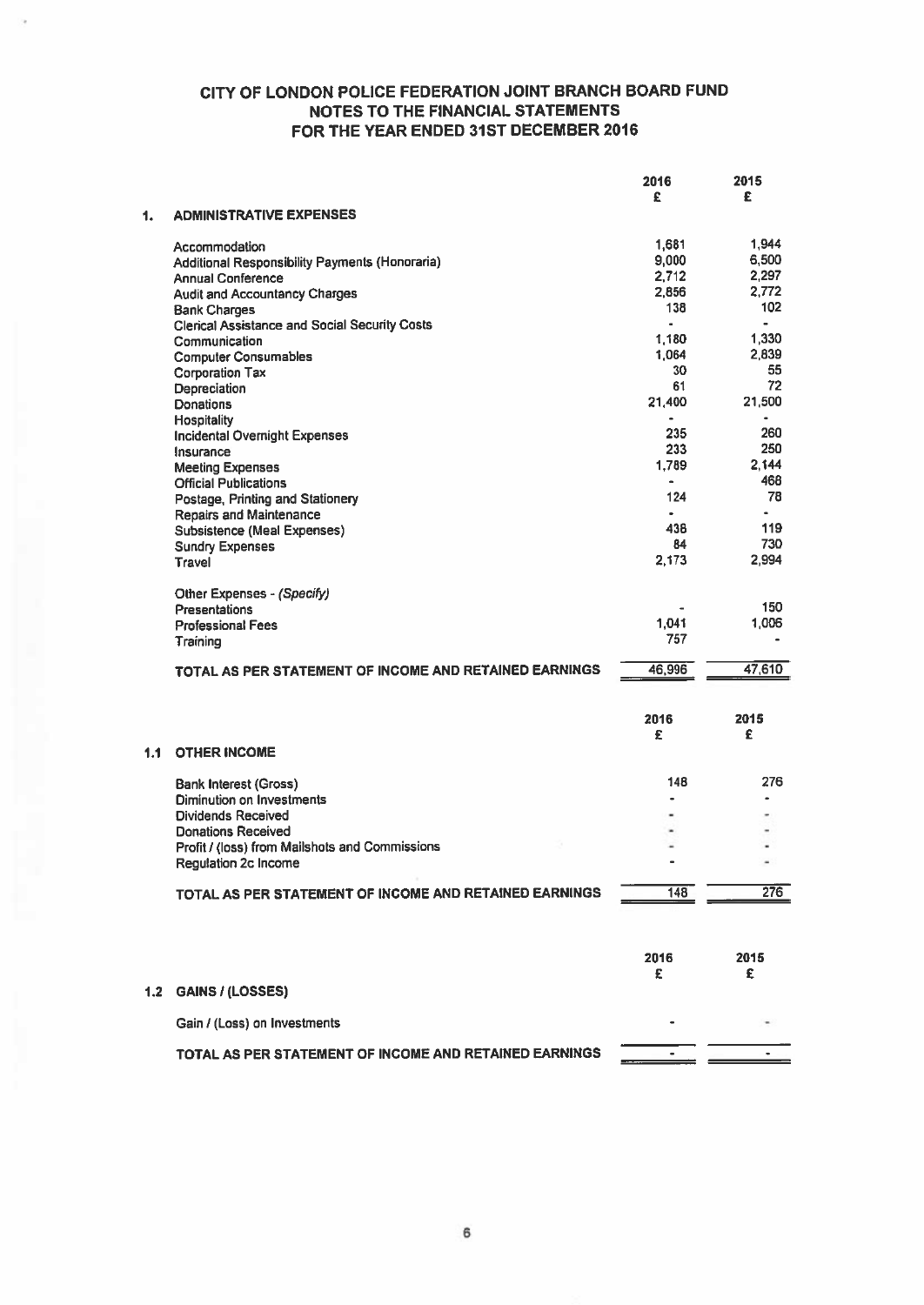# CITY OF LONDON POLICE FEDERATION JOINT BRANCH BOARD FUND
## NOTES TO THE FINANCIAL STATEMENTS
## FOR THE YEAR ENDED 31ST DECEMBER 2016

| | | 2016 £ | 2015 £ |
|---|---|---|---|
| **1.** | **ADMINISTRATIVE EXPENSES** | | |
| | Accommodation | 1,681 | 1,944 |
| | Additional Responsibility Payments (Honoraria) | 9,000 | 6,500 |
| | Annual Conference | 2,712 | 2,297 |
| | Audit and Accountancy Charges | 2,856 | 2,772 |
| | Bank Charges | 138 | 102 |
| | Clerical Assistance and Social Security Costs | - | - |
| | Communication | 1,180 | 1,330 |
| | Computer Consumables | 1,064 | 2,839 |
| | Corporation Tax | 30 | 55 |
| | Depreciation | 61 | 72 |
| | Donations | 21,400 | 21,500 |
| | Hospitality | - | - |
| | Incidental Overnight Expenses | 235 | 260 |
| | Insurance | 233 | 250 |
| | Meeting Expenses | 1,789 | 2,144 |
| | Official Publications | - | 468 |
| | Postage, Printing and Stationery | 124 | 78 |
| | Repairs and Maintenance | - | - |
| | Subsistence (Meal Expenses) | 438 | 119 |
| | Sundry Expenses | 84 | 730 |
| | Travel | 2,173 | 2,994 |
| | Other Expenses - *(Specify)* | | |
| | Presentations | - | 150 |
| | Professional Fees | 1,041 | 1,006 |
| | Training | 757 | - |
| | **TOTAL AS PER STATEMENT OF INCOME AND RETAINED EARNINGS** | 46,996 | 47,610 |

| | | 2016 £ | 2015 £ |
|---|---|---|---|
| **1.1** | **OTHER INCOME** | | |
| | Bank Interest (Gross) | 148 | 276 |
| | Diminution on Investments | - | - |
| | Dividends Received | - | - |
| | Donations Received | - | - |
| | Profit / (loss) from Mailshots and Commissions | - | - |
| | Regulation 2c Income | - | - |
| | **TOTAL AS PER STATEMENT OF INCOME AND RETAINED EARNINGS** | 148 | 276 |

| | | 2016 £ | 2015 £ |
|---|---|---|---|
| **1.2** | **GAINS / (LOSSES)** | | |
| | Gain / (Loss) on Investments | - | - |
| | **TOTAL AS PER STATEMENT OF INCOME AND RETAINED EARNINGS** | - | - |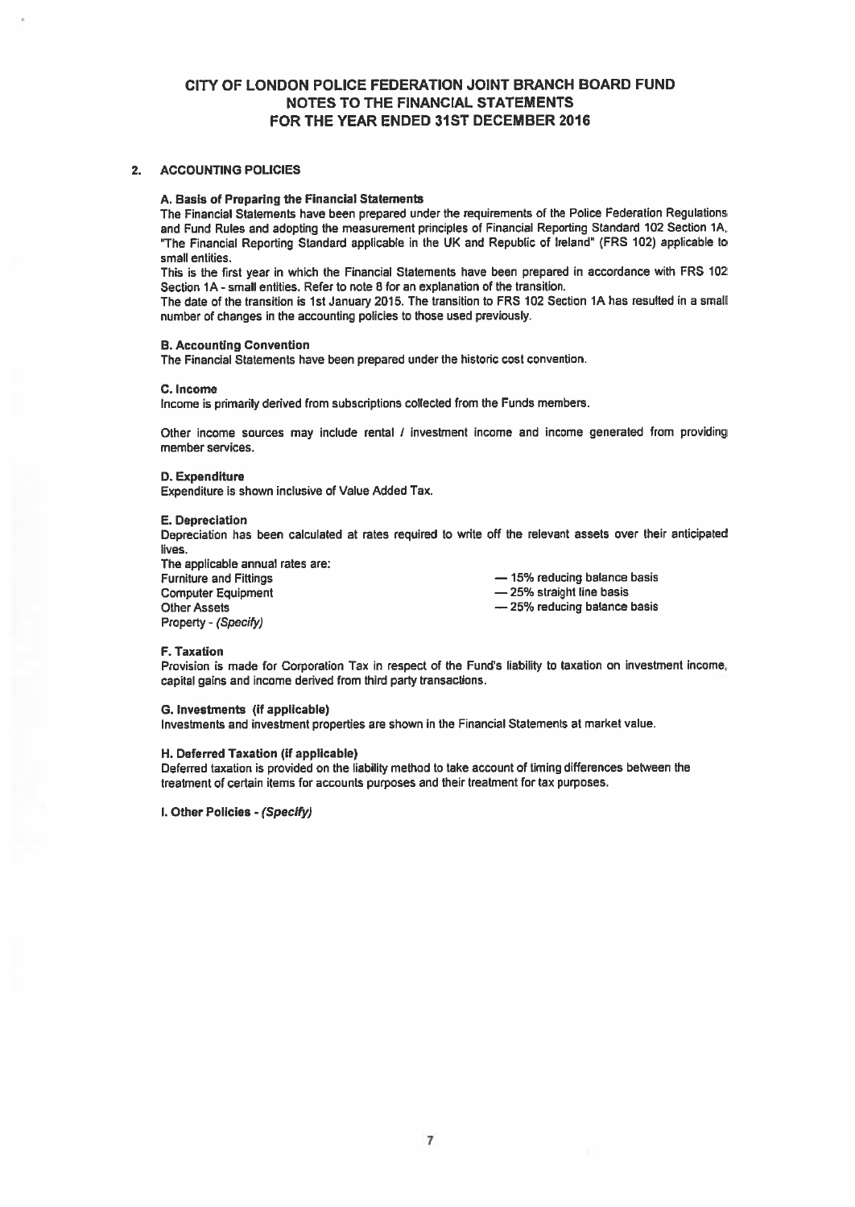# CITY OF LONDON POLICE FEDERATION JOINT BRANCH BOARD FUND
## NOTES TO THE FINANCIAL STATEMENTS
## FOR THE YEAR ENDED 31ST DECEMBER 2016

### 2. ACCOUNTING POLICIES

**A. Basis of Preparing the Financial Statements**

The Financial Statements have been prepared under the requirements of the Police Federation Regulations and Fund Rules and adopting the measurement principles of Financial Reporting Standard 102 Section 1A, "The Financial Reporting Standard applicable in the UK and Republic of Ireland" (FRS 102) applicable to small entities.

This is the first year in which the Financial Statements have been prepared in accordance with FRS 102 Section 1A - small entities. Refer to note 8 for an explanation of the transition.

The date of the transition is 1st January 2015. The transition to FRS 102 Section 1A has resulted in a small number of changes in the accounting policies to those used previously.

**B. Accounting Convention**

The Financial Statements have been prepared under the historic cost convention.

**C. Income**

Income is primarily derived from subscriptions collected from the Funds members.

Other income sources may include rental / investment income and income generated from providing member services.

**D. Expenditure**

Expenditure is shown inclusive of Value Added Tax.

**E. Depreciation**

Depreciation has been calculated at rates required to write off the relevant assets over their anticipated lives.

The applicable annual rates are:

| | |
|---|---|
| Furniture and Fittings | — 15% reducing balance basis |
| Computer Equipment | — 25% straight line basis |
| Other Assets | — 25% reducing balance basis |
| Property - *(Specify)* | |

**F. Taxation**

Provision is made for Corporation Tax in respect of the Fund's liability to taxation on investment income, capital gains and income derived from third party transactions.

**G. Investments (if applicable)**

Investments and investment properties are shown in the Financial Statements at market value.

**H. Deferred Taxation (if applicable)**

Deferred taxation is provided on the liability method to take account of timing differences between the treatment of certain items for accounts purposes and their treatment for tax purposes.

**I. Other Policies - *(Specify)***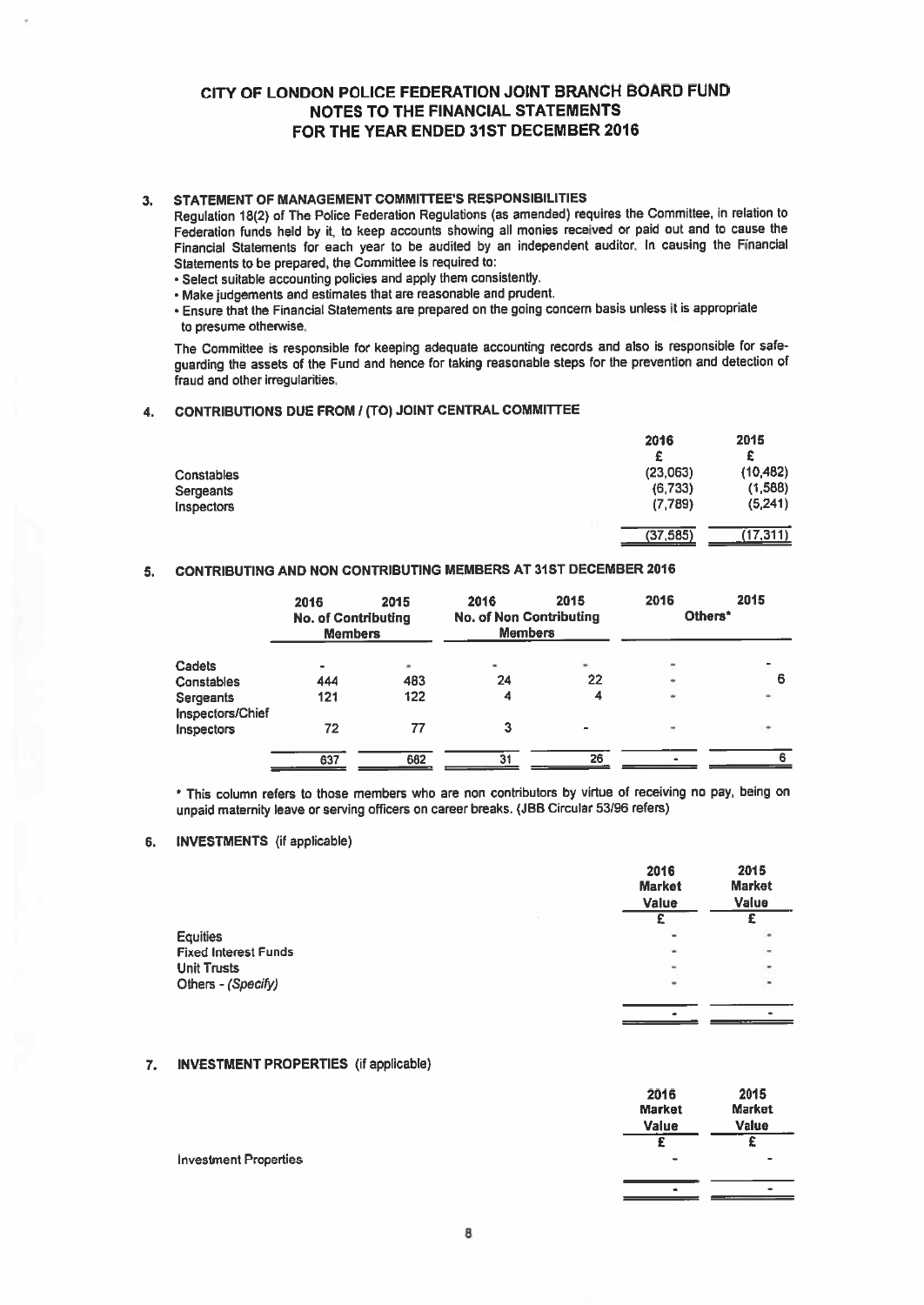# CITY OF LONDON POLICE FEDERATION JOINT BRANCH BOARD FUND
# NOTES TO THE FINANCIAL STATEMENTS
# FOR THE YEAR ENDED 31ST DECEMBER 2016

## 3. STATEMENT OF MANAGEMENT COMMITTEE'S RESPONSIBILITIES

Regulation 18(2) of The Police Federation Regulations (as amended) requires the Committee, in relation to Federation funds held by it, to keep accounts showing all monies received or paid out and to cause the Financial Statements for each year to be audited by an independent auditor. In causing the Financial Statements to be prepared, the Committee is required to:

- Select suitable accounting policies and apply them consistently.
- Make judgements and estimates that are reasonable and prudent.
- Ensure that the Financial Statements are prepared on the going concern basis unless it is appropriate to presume otherwise.

The Committee is responsible for keeping adequate accounting records and also is responsible for safe-guarding the assets of the Fund and hence for taking reasonable steps for the prevention and detection of fraud and other irregularities.

## 4. CONTRIBUTIONS DUE FROM / (TO) JOINT CENTRAL COMMITTEE

| | 2016 | 2015 |
|---|---|---|
| | £ | £ |
| Constables | (23,063) | (10,482) |
| Sergeants | (6,733) | (1,588) |
| Inspectors | (7,789) | (5,241) |
| | (37,585) | (17,311) |

## 5. CONTRIBUTING AND NON CONTRIBUTING MEMBERS AT 31ST DECEMBER 2016

| | 2016 | 2015 | 2016 | 2015 | 2016 | 2015 |
|---|---|---|---|---|---|---|
| | No. of Contributing Members | | No. of Non Contributing Members | | Others* | |
| Cadets | - | - | - | - | - | - |
| Constables | 444 | 483 | 24 | 22 | - | 6 |
| Sergeants | 121 | 122 | 4 | 4 | - | - |
| Inspectors/Chief Inspectors | 72 | 77 | 3 | - | - | - |
| | 637 | 682 | 31 | 26 | - | 6 |

\* This column refers to those members who are non contributors by virtue of receiving no pay, being on unpaid maternity leave or serving officers on career breaks. (JBB Circular 53/96 refers)

## 6. INVESTMENTS (if applicable)

| | 2016 Market Value | 2015 Market Value |
|---|---|---|
| | £ | £ |
| Equities | - | - |
| Fixed Interest Funds | - | - |
| Unit Trusts | - | - |
| Others - *(Specify)* | - | - |
| | - | - |

## 7. INVESTMENT PROPERTIES (if applicable)

| | 2016 Market Value | 2015 Market Value |
|---|---|---|
| | £ | £ |
| Investment Properties | - | - |
| | - | - |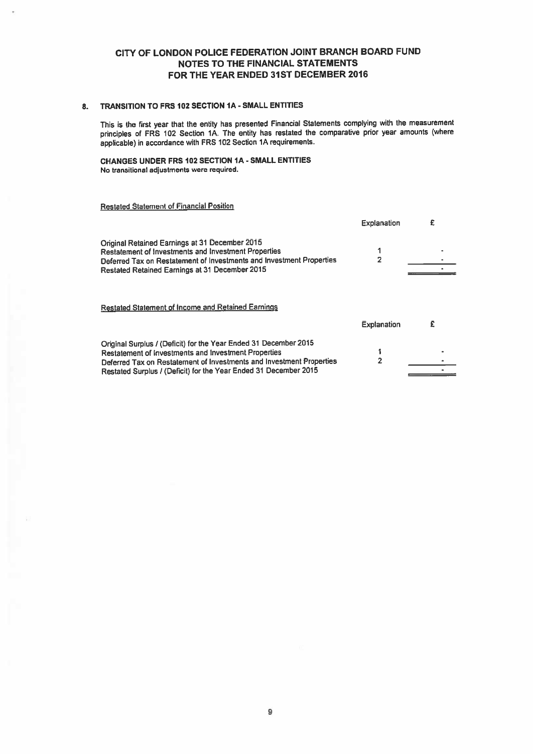# CITY OF LONDON POLICE FEDERATION JOINT BRANCH BOARD FUND
## NOTES TO THE FINANCIAL STATEMENTS
## FOR THE YEAR ENDED 31ST DECEMBER 2016

### 8. TRANSITION TO FRS 102 SECTION 1A - SMALL ENTITIES

This is the first year that the entity has presented Financial Statements complying with the measurement principles of FRS 102 Section 1A. The entity has restated the comparative prior year amounts (where applicable) in accordance with FRS 102 Section 1A requirements.

**CHANGES UNDER FRS 102 SECTION 1A - SMALL ENTITIES**
**No transitional adjustments were required.**

Restated Statement of Financial Position

| | Explanation | £ |
|---|---|---|
| Original Retained Earnings at 31 December 2015 | | |
| Restatement of Investments and Investment Properties | 1 | - |
| Deferred Tax on Restatement of Investments and Investment Properties | 2 | - |
| Restated Retained Earnings at 31 December 2015 | | - |

Restated Statement of Income and Retained Earnings

| | Explanation | £ |
|---|---|---|
| Original Surplus / (Deficit) for the Year Ended 31 December 2015 | | |
| Restatement of Investments and Investment Properties | 1 | - |
| Deferred Tax on Restatement of Investments and Investment Properties | 2 | - |
| Restated Surplus / (Deficit) for the Year Ended 31 December 2015 | | - |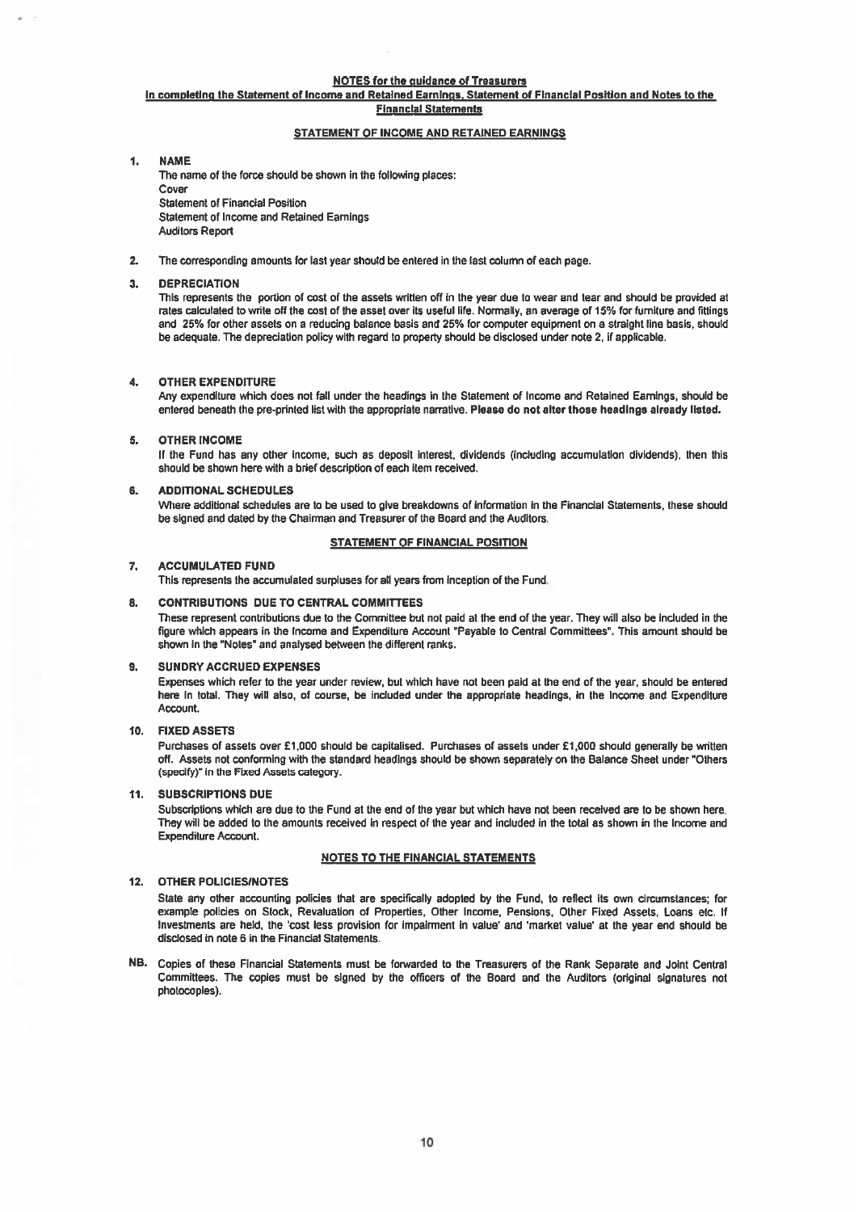## NOTES for the guidance of Treasurers

### In completing the Statement of Income and Retained Earnings, Statement of Financial Position and Notes to the Financial Statements

### STATEMENT OF INCOME AND RETAINED EARNINGS

1. **NAME**

   The name of the force should be shown in the following places:
   Cover
   Statement of Financial Position
   Statement of Income and Retained Earnings
   Auditors Report

2. The corresponding amounts for last year should be entered in the last column of each page.

3. **DEPRECIATION**

   This represents the portion of cost of the assets written off in the year due to wear and tear and should be provided at rates calculated to write off the cost of the asset over its useful life. Normally, an average of 15% for furniture and fittings and 25% for other assets on a reducing balance basis and 25% for computer equipment on a straight line basis, should be adequate. The depreciation policy with regard to property should be disclosed under note 2, if applicable.

4. **OTHER EXPENDITURE**

   Any expenditure which does not fall under the headings in the Statement of Income and Retained Earnings, should be entered beneath the pre-printed list with the appropriate narrative. **Please do not alter those headings already listed.**

5. **OTHER INCOME**

   If the Fund has any other income, such as deposit interest, dividends (including accumulation dividends), then this should be shown here with a brief description of each item received.

6. **ADDITIONAL SCHEDULES**

   Where additional schedules are to be used to give breakdowns of information in the Financial Statements, these should be signed and dated by the Chairman and Treasurer of the Board and the Auditors.

### STATEMENT OF FINANCIAL POSITION

7. **ACCUMULATED FUND**

   This represents the accumulated surpluses for all years from inception of the Fund.

8. **CONTRIBUTIONS DUE TO CENTRAL COMMITTEES**

   These represent contributions due to the Committee but not paid at the end of the year. They will also be included in the figure which appears in the Income and Expenditure Account "Payable to Central Committees". This amount should be shown in the "Notes" and analysed between the different ranks.

9. **SUNDRY ACCRUED EXPENSES**

   Expenses which refer to the year under review, but which have not been paid at the end of the year, should be entered here in total. They will also, of course, be included under the appropriate headings, in the Income and Expenditure Account.

10. **FIXED ASSETS**

    Purchases of assets over £1,000 should be capitalised. Purchases of assets under £1,000 should generally be written off. Assets not conforming with the standard headings should be shown separately on the Balance Sheet under "Others (specify)" in the Fixed Assets category.

11. **SUBSCRIPTIONS DUE**

    Subscriptions which are due to the Fund at the end of the year but which have not been received are to be shown here. They will be added to the amounts received in respect of the year and included in the total as shown in the Income and Expenditure Account.

### NOTES TO THE FINANCIAL STATEMENTS

12. **OTHER POLICIES/NOTES**

    State any other accounting policies that are specifically adopted by the Fund, to reflect its own circumstances; for example policies on Stock, Revaluation of Properties, Other Income, Pensions, Other Fixed Assets, Loans etc. If investments are held, the 'cost less provision for impairment in value' and 'market value' at the year end should be disclosed in note 6 in the Financial Statements.

**NB.** Copies of these Financial Statements must be forwarded to the Treasurers of the Rank Separate and Joint Central Committees. The copies must be signed by the officers of the Board and the Auditors (original signatures not photocopies).